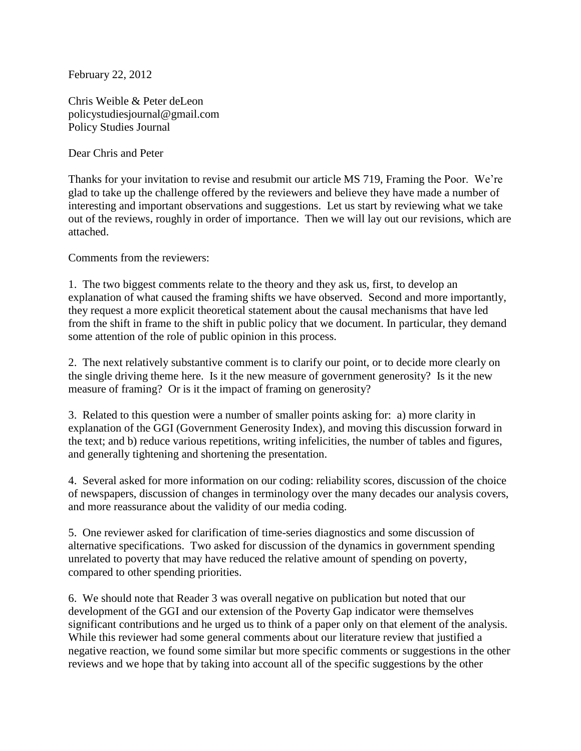February 22, 2012

Chris Weible & Peter deLeon
policystudiesjournal@gmail.com
Policy Studies Journal

Dear Chris and Peter

Thanks for your invitation to revise and resubmit our article MS 719, Framing the Poor. We're glad to take up the challenge offered by the reviewers and believe they have made a number of interesting and important observations and suggestions. Let us start by reviewing what we take out of the reviews, roughly in order of importance. Then we will lay out our revisions, which are attached.

Comments from the reviewers:

1. The two biggest comments relate to the theory and they ask us, first, to develop an explanation of what caused the framing shifts we have observed. Second and more importantly, they request a more explicit theoretical statement about the causal mechanisms that have led from the shift in frame to the shift in public policy that we document. In particular, they demand some attention of the role of public opinion in this process.

2. The next relatively substantive comment is to clarify our point, or to decide more clearly on the single driving theme here. Is it the new measure of government generosity? Is it the new measure of framing? Or is it the impact of framing on generosity?

3. Related to this question were a number of smaller points asking for: a) more clarity in explanation of the GGI (Government Generosity Index), and moving this discussion forward in the text; and b) reduce various repetitions, writing infelicities, the number of tables and figures, and generally tightening and shortening the presentation.

4. Several asked for more information on our coding: reliability scores, discussion of the choice of newspapers, discussion of changes in terminology over the many decades our analysis covers, and more reassurance about the validity of our media coding.

5. One reviewer asked for clarification of time-series diagnostics and some discussion of alternative specifications. Two asked for discussion of the dynamics in government spending unrelated to poverty that may have reduced the relative amount of spending on poverty, compared to other spending priorities.

6. We should note that Reader 3 was overall negative on publication but noted that our development of the GGI and our extension of the Poverty Gap indicator were themselves significant contributions and he urged us to think of a paper only on that element of the analysis. While this reviewer had some general comments about our literature review that justified a negative reaction, we found some similar but more specific comments or suggestions in the other reviews and we hope that by taking into account all of the specific suggestions by the other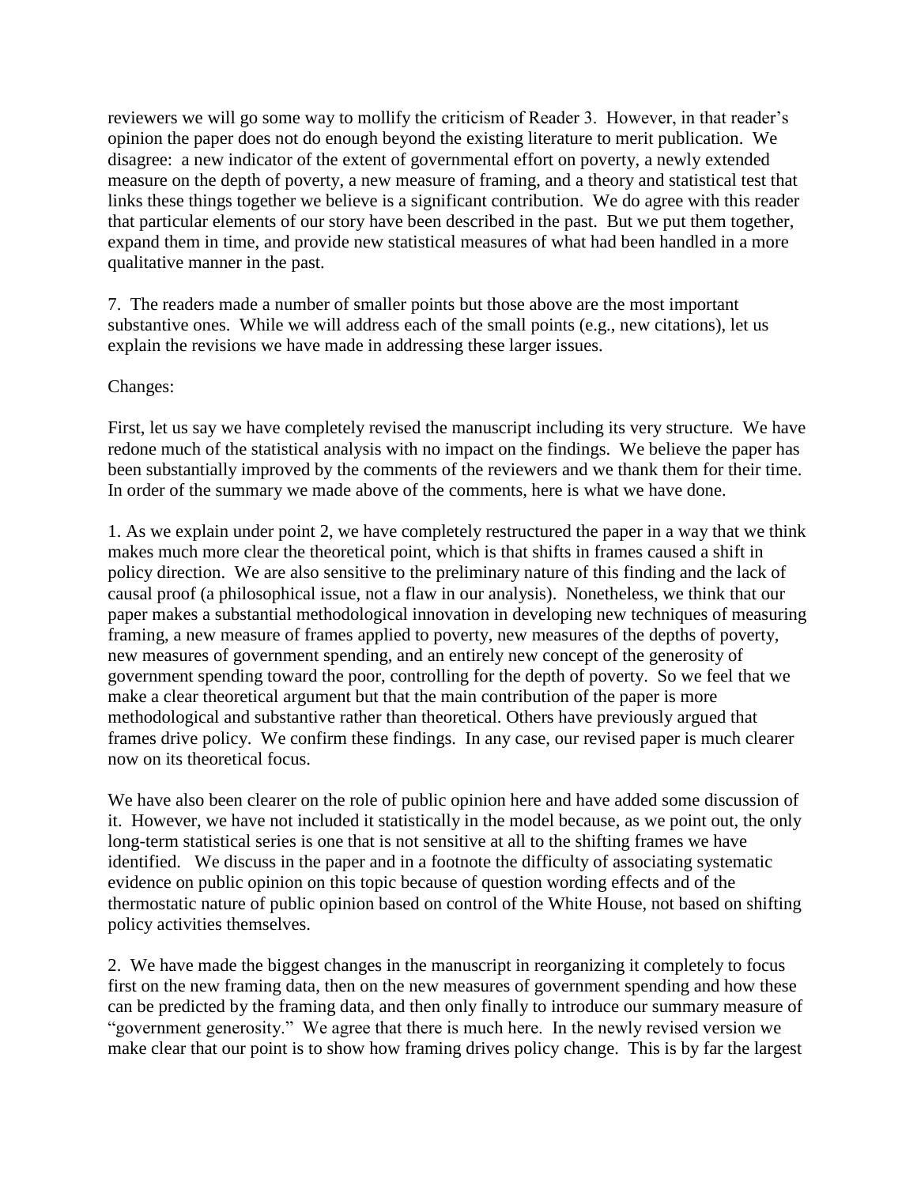reviewers we will go some way to mollify the criticism of Reader 3. However, in that reader's opinion the paper does not do enough beyond the existing literature to merit publication. We disagree: a new indicator of the extent of governmental effort on poverty, a newly extended measure on the depth of poverty, a new measure of framing, and a theory and statistical test that links these things together we believe is a significant contribution. We do agree with this reader that particular elements of our story have been described in the past. But we put them together, expand them in time, and provide new statistical measures of what had been handled in a more qualitative manner in the past.

7. The readers made a number of smaller points but those above are the most important substantive ones. While we will address each of the small points (e.g., new citations), let us explain the revisions we have made in addressing these larger issues.

Changes:

First, let us say we have completely revised the manuscript including its very structure. We have redone much of the statistical analysis with no impact on the findings. We believe the paper has been substantially improved by the comments of the reviewers and we thank them for their time. In order of the summary we made above of the comments, here is what we have done.

1. As we explain under point 2, we have completely restructured the paper in a way that we think makes much more clear the theoretical point, which is that shifts in frames caused a shift in policy direction. We are also sensitive to the preliminary nature of this finding and the lack of causal proof (a philosophical issue, not a flaw in our analysis). Nonetheless, we think that our paper makes a substantial methodological innovation in developing new techniques of measuring framing, a new measure of frames applied to poverty, new measures of the depths of poverty, new measures of government spending, and an entirely new concept of the generosity of government spending toward the poor, controlling for the depth of poverty. So we feel that we make a clear theoretical argument but that the main contribution of the paper is more methodological and substantive rather than theoretical. Others have previously argued that frames drive policy. We confirm these findings. In any case, our revised paper is much clearer now on its theoretical focus.

We have also been clearer on the role of public opinion here and have added some discussion of it. However, we have not included it statistically in the model because, as we point out, the only long-term statistical series is one that is not sensitive at all to the shifting frames we have identified. We discuss in the paper and in a footnote the difficulty of associating systematic evidence on public opinion on this topic because of question wording effects and of the thermostatic nature of public opinion based on control of the White House, not based on shifting policy activities themselves.

2. We have made the biggest changes in the manuscript in reorganizing it completely to focus first on the new framing data, then on the new measures of government spending and how these can be predicted by the framing data, and then only finally to introduce our summary measure of "government generosity." We agree that there is much here. In the newly revised version we make clear that our point is to show how framing drives policy change. This is by far the largest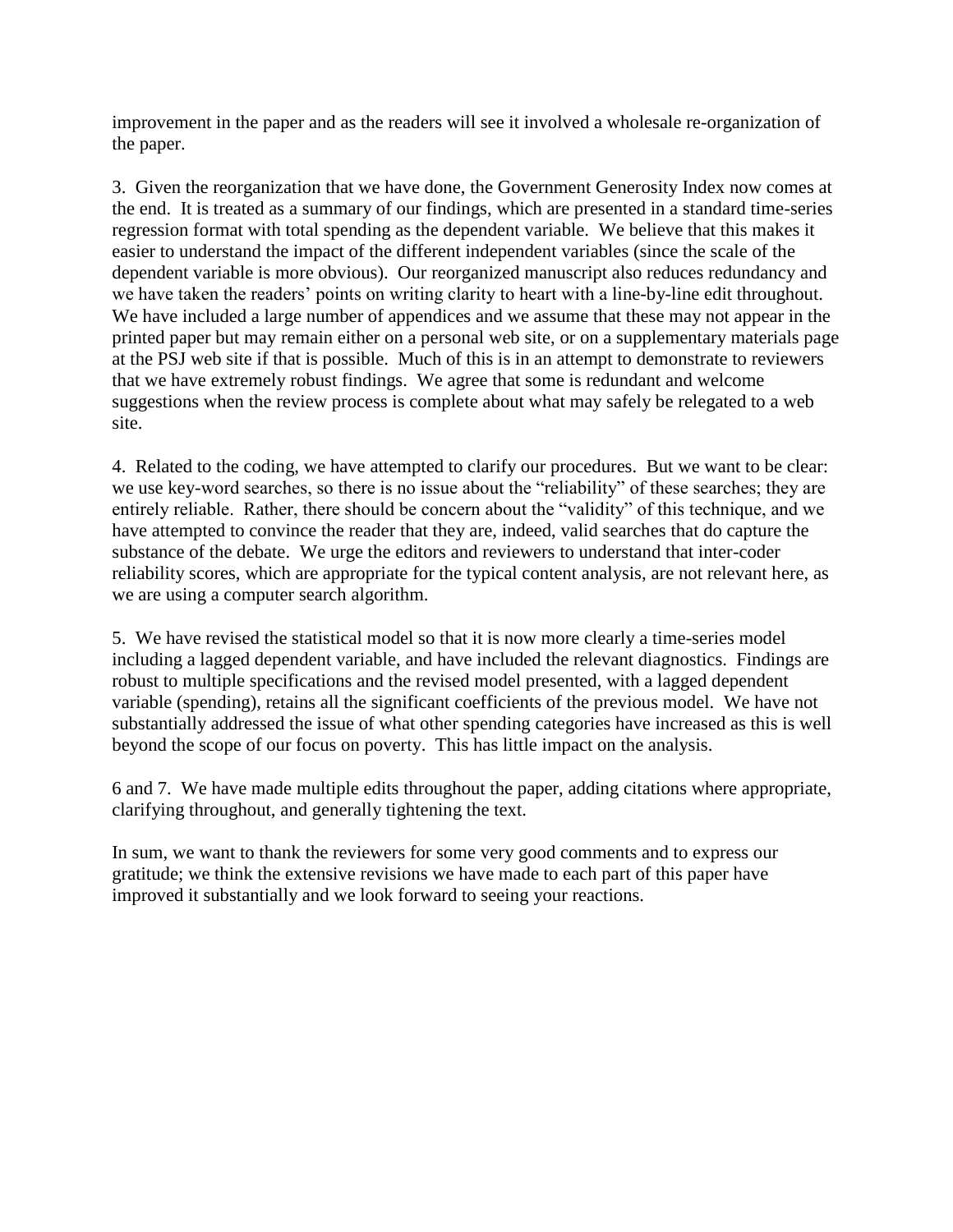improvement in the paper and as the readers will see it involved a wholesale re-organization of the paper.

3. Given the reorganization that we have done, the Government Generosity Index now comes at the end. It is treated as a summary of our findings, which are presented in a standard time-series regression format with total spending as the dependent variable. We believe that this makes it easier to understand the impact of the different independent variables (since the scale of the dependent variable is more obvious). Our reorganized manuscript also reduces redundancy and we have taken the readers' points on writing clarity to heart with a line-by-line edit throughout. We have included a large number of appendices and we assume that these may not appear in the printed paper but may remain either on a personal web site, or on a supplementary materials page at the PSJ web site if that is possible. Much of this is in an attempt to demonstrate to reviewers that we have extremely robust findings. We agree that some is redundant and welcome suggestions when the review process is complete about what may safely be relegated to a web site.

4. Related to the coding, we have attempted to clarify our procedures. But we want to be clear: we use key-word searches, so there is no issue about the "reliability" of these searches; they are entirely reliable. Rather, there should be concern about the "validity" of this technique, and we have attempted to convince the reader that they are, indeed, valid searches that do capture the substance of the debate. We urge the editors and reviewers to understand that inter-coder reliability scores, which are appropriate for the typical content analysis, are not relevant here, as we are using a computer search algorithm.

5. We have revised the statistical model so that it is now more clearly a time-series model including a lagged dependent variable, and have included the relevant diagnostics. Findings are robust to multiple specifications and the revised model presented, with a lagged dependent variable (spending), retains all the significant coefficients of the previous model. We have not substantially addressed the issue of what other spending categories have increased as this is well beyond the scope of our focus on poverty. This has little impact on the analysis.

6 and 7. We have made multiple edits throughout the paper, adding citations where appropriate, clarifying throughout, and generally tightening the text.

In sum, we want to thank the reviewers for some very good comments and to express our gratitude; we think the extensive revisions we have made to each part of this paper have improved it substantially and we look forward to seeing your reactions.